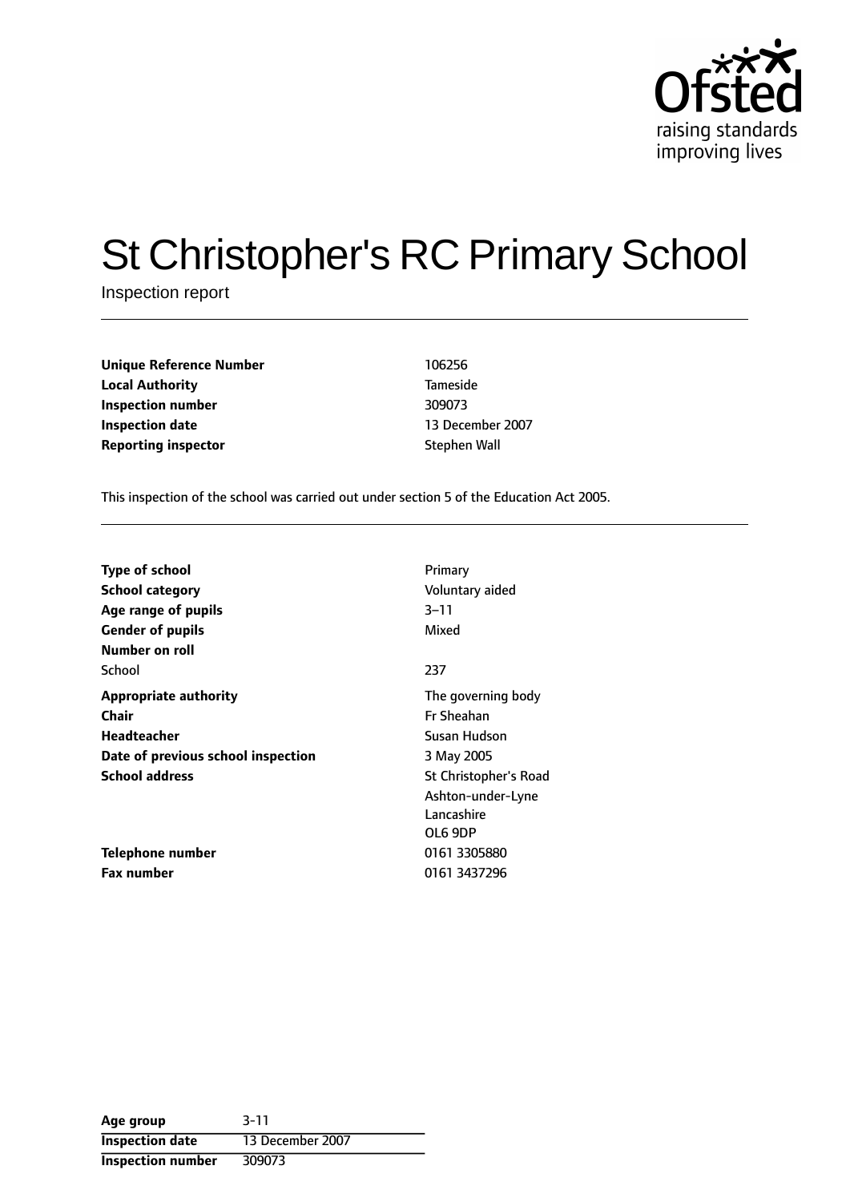Ofsted
raising standards
improving lives

# St Christopher's RC Primary School

Inspection report

| | |
|---|---|
| **Unique Reference Number** | 106256 |
| **Local Authority** | Tameside |
| **Inspection number** | 309073 |
| **Inspection date** | 13 December 2007 |
| **Reporting inspector** | Stephen Wall |

This inspection of the school was carried out under section 5 of the Education Act 2005.

| | |
|---|---|
| **Type of school** | Primary |
| **School category** | Voluntary aided |
| **Age range of pupils** | 3–11 |
| **Gender of pupils** | Mixed |
| **Number on roll** | |
| School | 237 |
| **Appropriate authority** | The governing body |
| **Chair** | Fr Sheahan |
| **Headteacher** | Susan Hudson |
| **Date of previous school inspection** | 3 May 2005 |
| **School address** | St Christopher's Road<br>Ashton-under-Lyne<br>Lancashire<br>OL6 9DP |
| **Telephone number** | 0161 3305880 |
| **Fax number** | 0161 3437296 |

| | |
|---|---|
| **Age group** | 3-11 |
| **Inspection date** | 13 December 2007 |
| **Inspection number** | 309073 |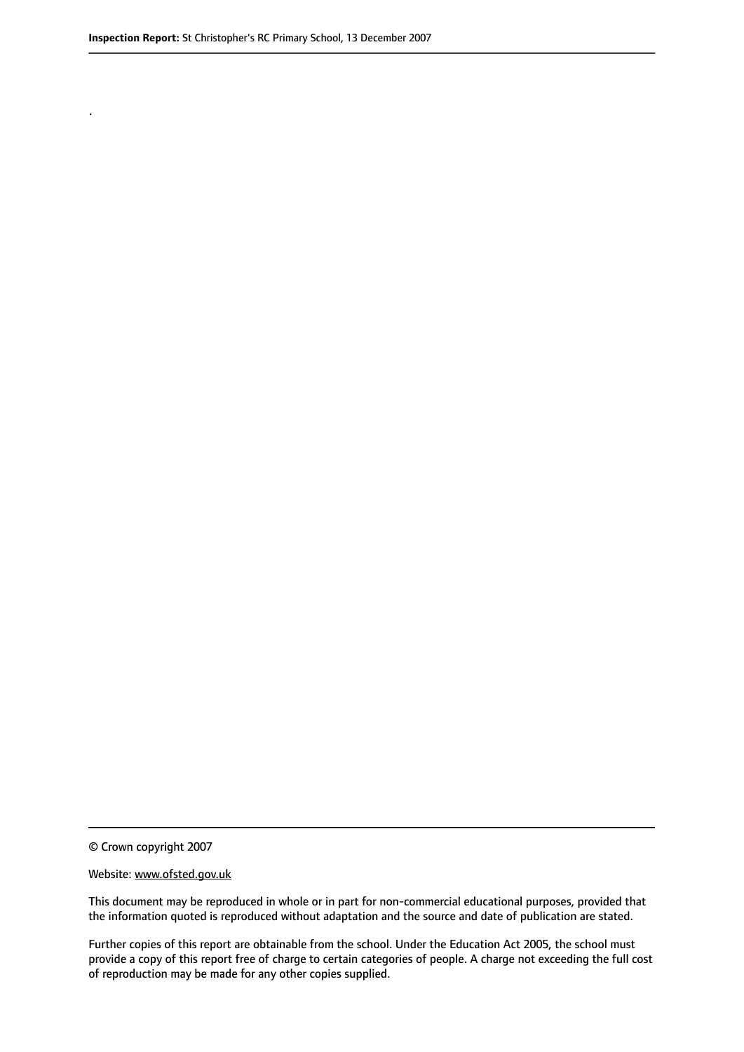.

© Crown copyright 2007

Website: www.ofsted.gov.uk

This document may be reproduced in whole or in part for non-commercial educational purposes, provided that the information quoted is reproduced without adaptation and the source and date of publication are stated.

Further copies of this report are obtainable from the school. Under the Education Act 2005, the school must provide a copy of this report free of charge to certain categories of people. A charge not exceeding the full cost of reproduction may be made for any other copies supplied.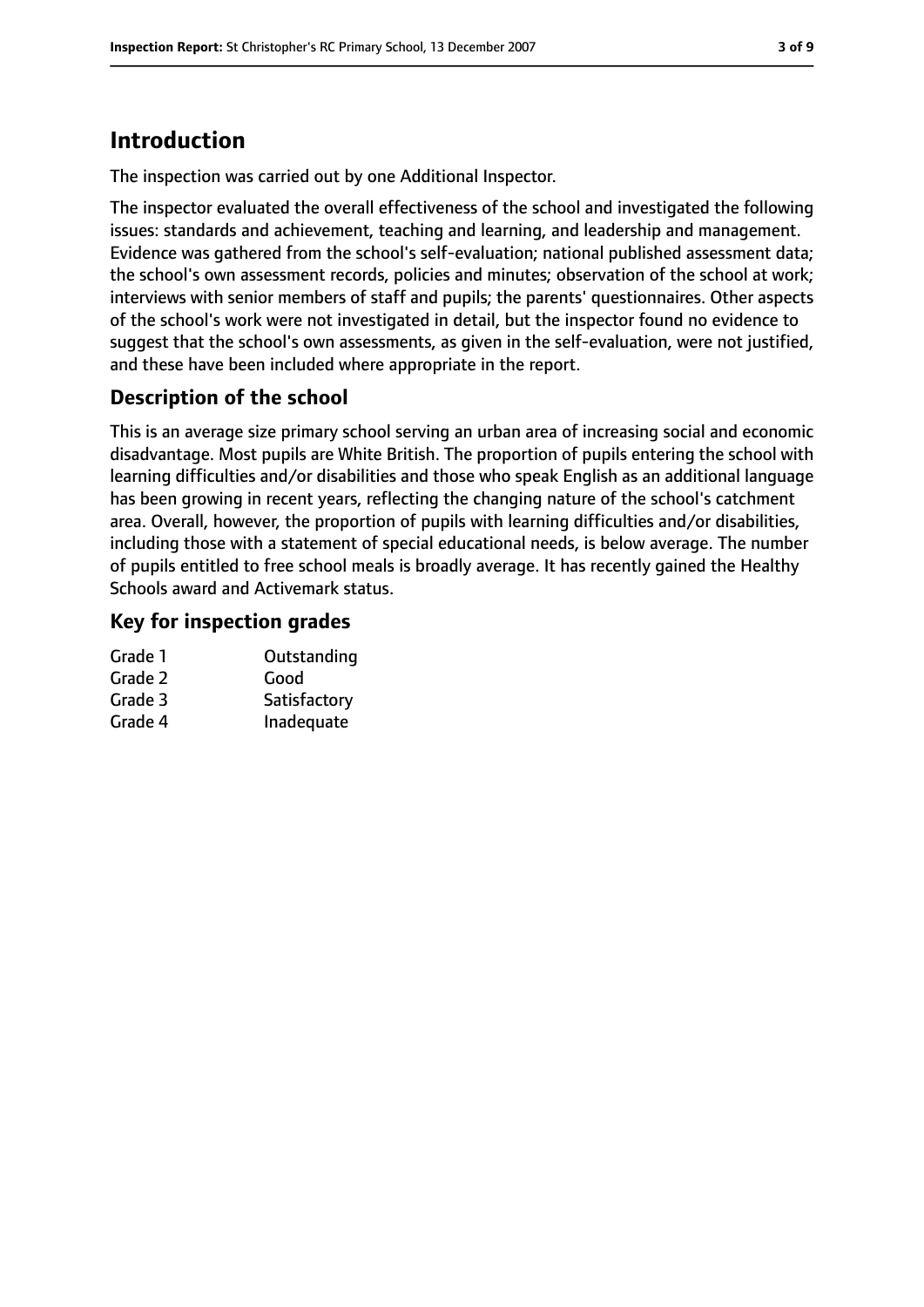# Introduction

The inspection was carried out by one Additional Inspector.

The inspector evaluated the overall effectiveness of the school and investigated the following issues: standards and achievement, teaching and learning, and leadership and management. Evidence was gathered from the school's self-evaluation; national published assessment data; the school's own assessment records, policies and minutes; observation of the school at work; interviews with senior members of staff and pupils; the parents' questionnaires. Other aspects of the school's work were not investigated in detail, but the inspector found no evidence to suggest that the school's own assessments, as given in the self-evaluation, were not justified, and these have been included where appropriate in the report.

## Description of the school

This is an average size primary school serving an urban area of increasing social and economic disadvantage. Most pupils are White British. The proportion of pupils entering the school with learning difficulties and/or disabilities and those who speak English as an additional language has been growing in recent years, reflecting the changing nature of the school's catchment area. Overall, however, the proportion of pupils with learning difficulties and/or disabilities, including those with a statement of special educational needs, is below average. The number of pupils entitled to free school meals is broadly average. It has recently gained the Healthy Schools award and Activemark status.

## Key for inspection grades

| | |
|---|---|
| Grade 1 | Outstanding |
| Grade 2 | Good |
| Grade 3 | Satisfactory |
| Grade 4 | Inadequate |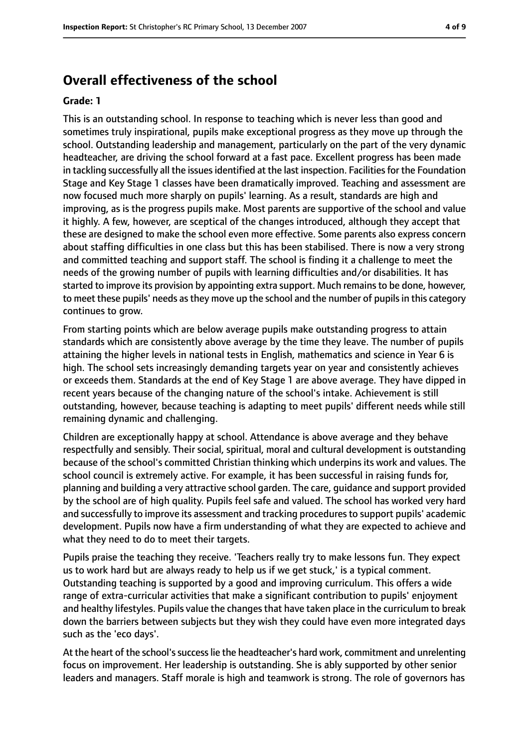## Overall effectiveness of the school

**Grade: 1**

This is an outstanding school. In response to teaching which is never less than good and sometimes truly inspirational, pupils make exceptional progress as they move up through the school. Outstanding leadership and management, particularly on the part of the very dynamic headteacher, are driving the school forward at a fast pace. Excellent progress has been made in tackling successfully all the issues identified at the last inspection. Facilities for the Foundation Stage and Key Stage 1 classes have been dramatically improved. Teaching and assessment are now focused much more sharply on pupils' learning. As a result, standards are high and improving, as is the progress pupils make. Most parents are supportive of the school and value it highly. A few, however, are sceptical of the changes introduced, although they accept that these are designed to make the school even more effective. Some parents also express concern about staffing difficulties in one class but this has been stabilised. There is now a very strong and committed teaching and support staff. The school is finding it a challenge to meet the needs of the growing number of pupils with learning difficulties and/or disabilities. It has started to improve its provision by appointing extra support. Much remains to be done, however, to meet these pupils' needs as they move up the school and the number of pupils in this category continues to grow.

From starting points which are below average pupils make outstanding progress to attain standards which are consistently above average by the time they leave. The number of pupils attaining the higher levels in national tests in English, mathematics and science in Year 6 is high. The school sets increasingly demanding targets year on year and consistently achieves or exceeds them. Standards at the end of Key Stage 1 are above average. They have dipped in recent years because of the changing nature of the school's intake. Achievement is still outstanding, however, because teaching is adapting to meet pupils' different needs while still remaining dynamic and challenging.

Children are exceptionally happy at school. Attendance is above average and they behave respectfully and sensibly. Their social, spiritual, moral and cultural development is outstanding because of the school's committed Christian thinking which underpins its work and values. The school council is extremely active. For example, it has been successful in raising funds for, planning and building a very attractive school garden. The care, guidance and support provided by the school are of high quality. Pupils feel safe and valued. The school has worked very hard and successfully to improve its assessment and tracking procedures to support pupils' academic development. Pupils now have a firm understanding of what they are expected to achieve and what they need to do to meet their targets.

Pupils praise the teaching they receive. 'Teachers really try to make lessons fun. They expect us to work hard but are always ready to help us if we get stuck,' is a typical comment. Outstanding teaching is supported by a good and improving curriculum. This offers a wide range of extra-curricular activities that make a significant contribution to pupils' enjoyment and healthy lifestyles. Pupils value the changes that have taken place in the curriculum to break down the barriers between subjects but they wish they could have even more integrated days such as the 'eco days'.

At the heart of the school's success lie the headteacher's hard work, commitment and unrelenting focus on improvement. Her leadership is outstanding. She is ably supported by other senior leaders and managers. Staff morale is high and teamwork is strong. The role of governors has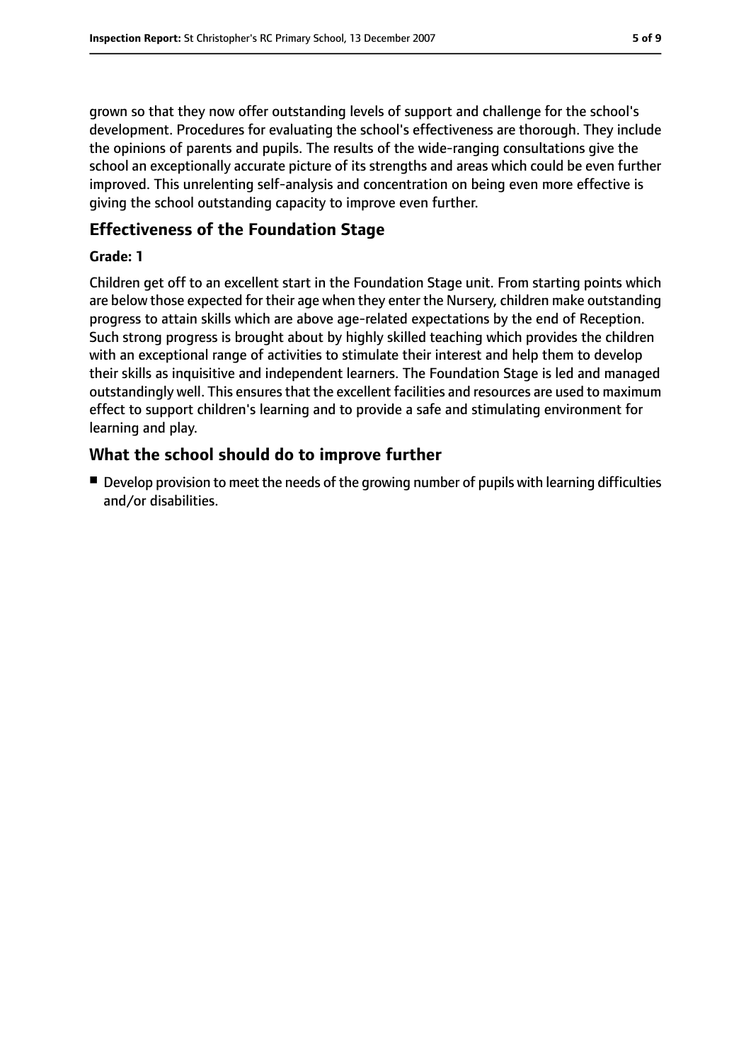grown so that they now offer outstanding levels of support and challenge for the school's development. Procedures for evaluating the school's effectiveness are thorough. They include the opinions of parents and pupils. The results of the wide-ranging consultations give the school an exceptionally accurate picture of its strengths and areas which could be even further improved. This unrelenting self-analysis and concentration on being even more effective is giving the school outstanding capacity to improve even further.

## Effectiveness of the Foundation Stage

**Grade: 1**

Children get off to an excellent start in the Foundation Stage unit. From starting points which are below those expected for their age when they enter the Nursery, children make outstanding progress to attain skills which are above age-related expectations by the end of Reception. Such strong progress is brought about by highly skilled teaching which provides the children with an exceptional range of activities to stimulate their interest and help them to develop their skills as inquisitive and independent learners. The Foundation Stage is led and managed outstandingly well. This ensures that the excellent facilities and resources are used to maximum effect to support children's learning and to provide a safe and stimulating environment for learning and play.

## What the school should do to improve further

- Develop provision to meet the needs of the growing number of pupils with learning difficulties and/or disabilities.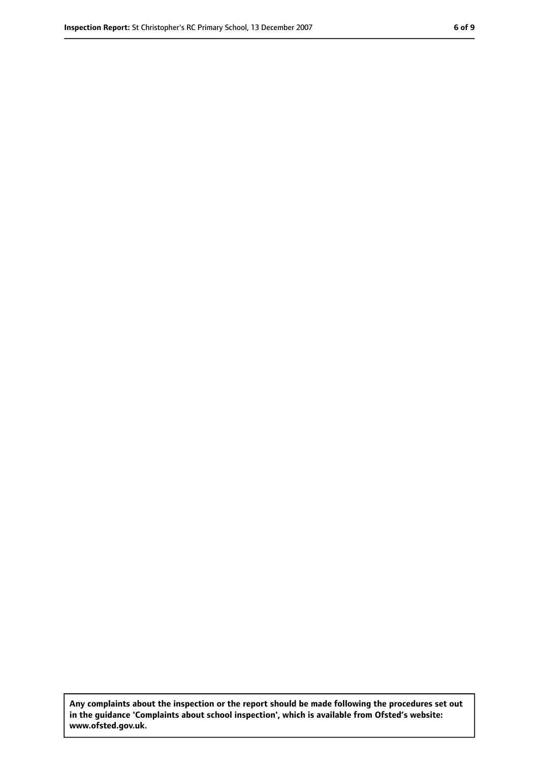**Any complaints about the inspection or the report should be made following the procedures set out in the guidance 'Complaints about school inspection', which is available from Ofsted's website: www.ofsted.gov.uk.**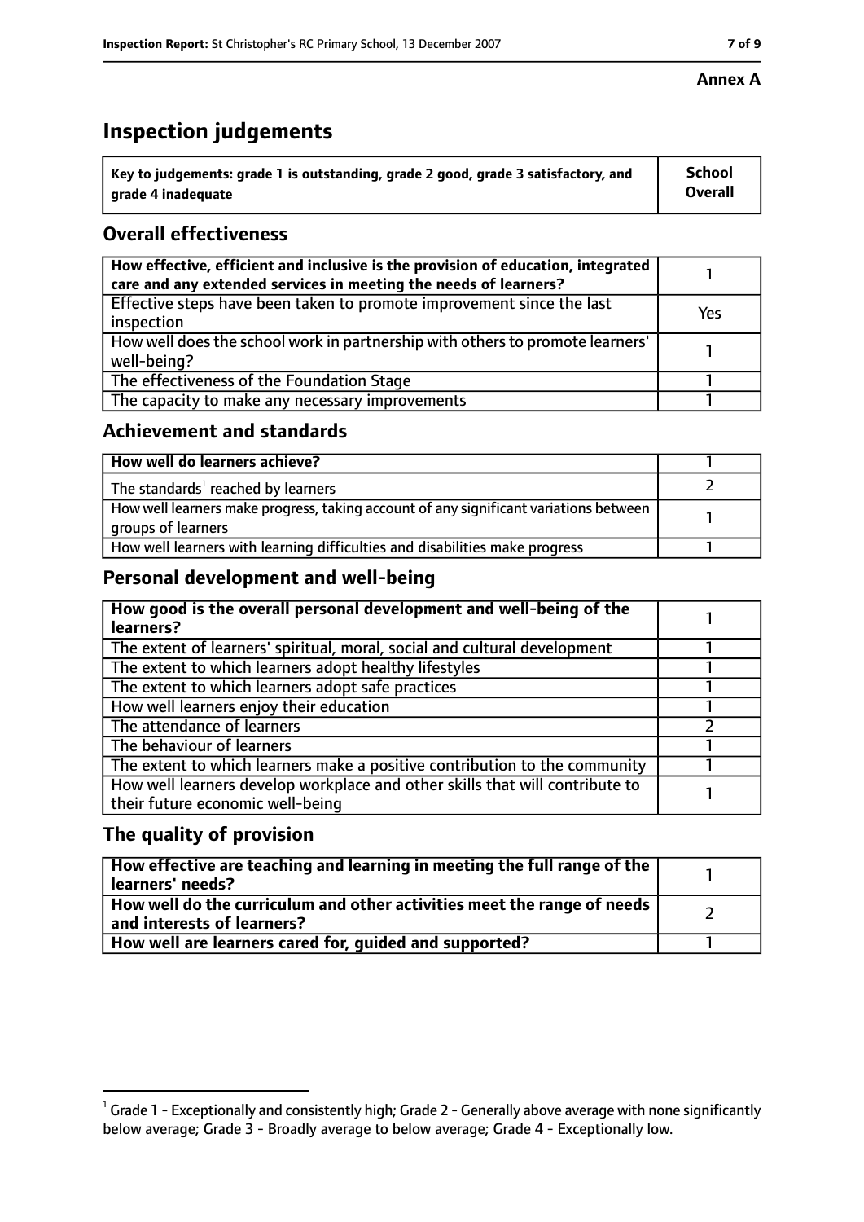**Annex A**

# Inspection judgements

| Key to judgements: grade 1 is outstanding, grade 2 good, grade 3 satisfactory, and grade 4 inadequate | School Overall |
|---|---|

## Overall effectiveness

| | |
|---|---|
| How effective, efficient and inclusive is the provision of education, integrated care and any extended services in meeting the needs of learners? | 1 |
| Effective steps have been taken to promote improvement since the last inspection | Yes |
| How well does the school work in partnership with others to promote learners' well-being? | 1 |
| The effectiveness of the Foundation Stage | 1 |
| The capacity to make any necessary improvements | 1 |

## Achievement and standards

| | |
|---|---|
| **How well do learners achieve?** | 1 |
| The standards[1] reached by learners | 2 |
| How well learners make progress, taking account of any significant variations between groups of learners | 1 |
| How well learners with learning difficulties and disabilities make progress | 1 |

## Personal development and well-being

| | |
|---|---|
| **How good is the overall personal development and well-being of the learners?** | 1 |
| The extent of learners' spiritual, moral, social and cultural development | 1 |
| The extent to which learners adopt healthy lifestyles | 1 |
| The extent to which learners adopt safe practices | 1 |
| How well learners enjoy their education | 1 |
| The attendance of learners | 2 |
| The behaviour of learners | 1 |
| The extent to which learners make a positive contribution to the community | 1 |
| How well learners develop workplace and other skills that will contribute to their future economic well-being | 1 |

## The quality of provision

| | |
|---|---|
| **How effective are teaching and learning in meeting the full range of the learners' needs?** | 1 |
| **How well do the curriculum and other activities meet the range of needs and interests of learners?** | 2 |
| **How well are learners cared for, guided and supported?** | 1 |

[1] Grade 1 - Exceptionally and consistently high; Grade 2 - Generally above average with none significantly below average; Grade 3 - Broadly average to below average; Grade 4 - Exceptionally low.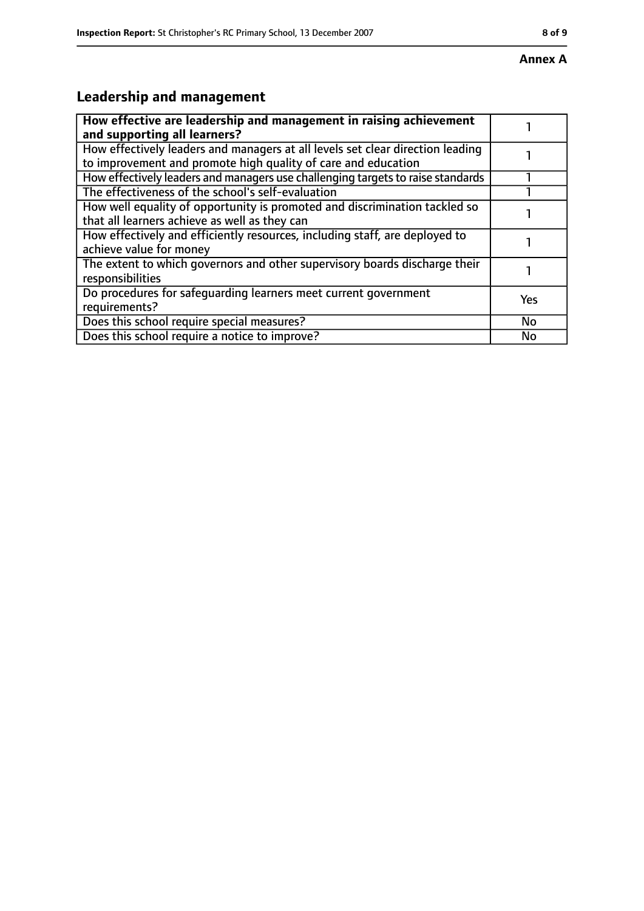**Annex A**

## Leadership and management

| How effective are leadership and management in raising achievement and supporting all learners? | 1 |
|---|---|
| How effectively leaders and managers at all levels set clear direction leading to improvement and promote high quality of care and education | 1 |
| How effectively leaders and managers use challenging targets to raise standards | 1 |
| The effectiveness of the school's self-evaluation | 1 |
| How well equality of opportunity is promoted and discrimination tackled so that all learners achieve as well as they can | 1 |
| How effectively and efficiently resources, including staff, are deployed to achieve value for money | 1 |
| The extent to which governors and other supervisory boards discharge their responsibilities | 1 |
| Do procedures for safeguarding learners meet current government requirements? | Yes |
| Does this school require special measures? | No |
| Does this school require a notice to improve? | No |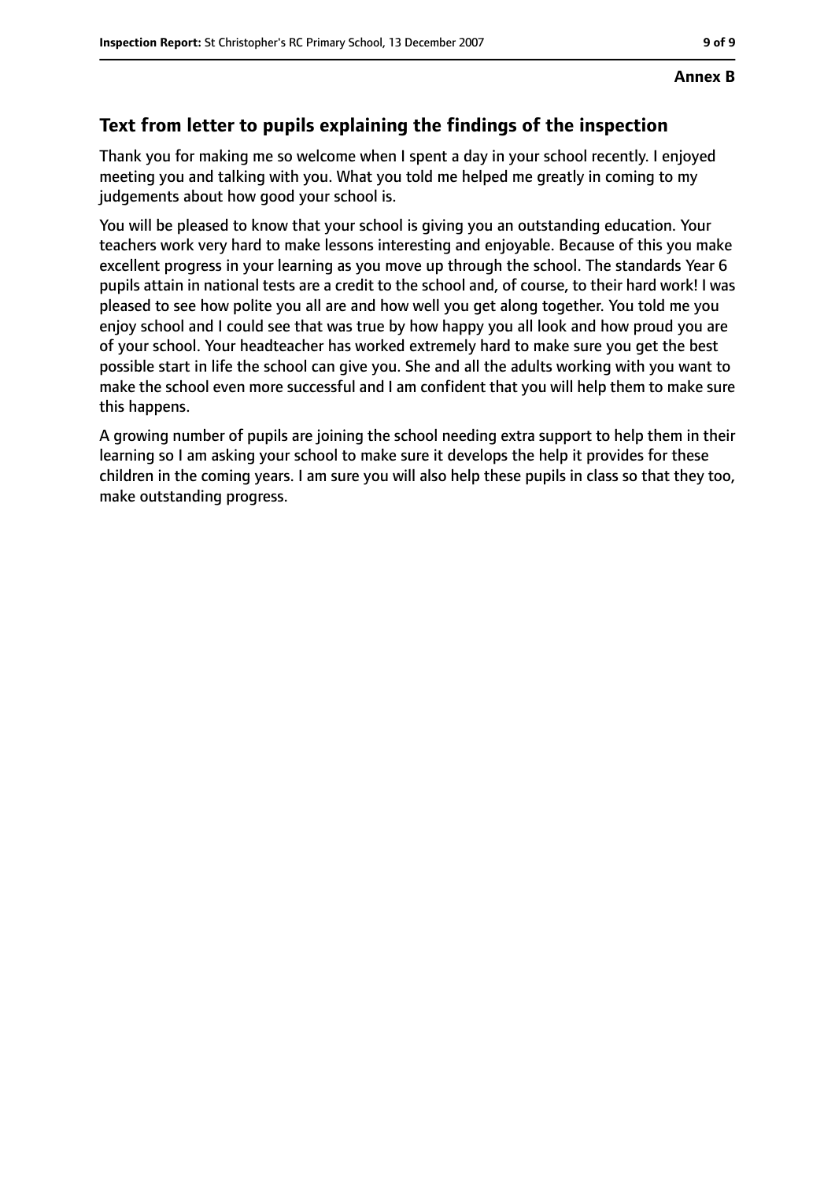**Annex B**

## Text from letter to pupils explaining the findings of the inspection

Thank you for making me so welcome when I spent a day in your school recently. I enjoyed meeting you and talking with you. What you told me helped me greatly in coming to my judgements about how good your school is.

You will be pleased to know that your school is giving you an outstanding education. Your teachers work very hard to make lessons interesting and enjoyable. Because of this you make excellent progress in your learning as you move up through the school. The standards Year 6 pupils attain in national tests are a credit to the school and, of course, to their hard work! I was pleased to see how polite you all are and how well you get along together. You told me you enjoy school and I could see that was true by how happy you all look and how proud you are of your school. Your headteacher has worked extremely hard to make sure you get the best possible start in life the school can give you. She and all the adults working with you want to make the school even more successful and I am confident that you will help them to make sure this happens.

A growing number of pupils are joining the school needing extra support to help them in their learning so I am asking your school to make sure it develops the help it provides for these children in the coming years. I am sure you will also help these pupils in class so that they too, make outstanding progress.